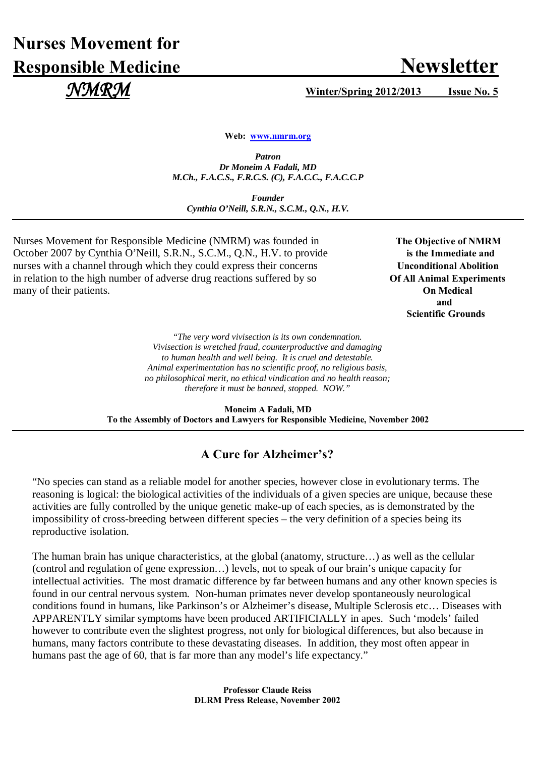# Nurses Movement for Responsible Medicine

# Newsletter

*NMRM*

**Winter/Spring 2012/2013 Issue No. 5**

**Web: www.nmrm.org**

***Patron***
***Dr Moneim A Fadali, MD***
***M.Ch., F.A.C.S., F.R.C.S. (C), F.A.C.C., F.A.C.C.P***

***Founder***
***Cynthia O'Neill, S.R.N., S.C.M., Q.N., H.V.***

---

Nurses Movement for Responsible Medicine (NMRM) was founded in October 2007 by Cynthia O'Neill, S.R.N., S.C.M., Q.N., H.V. to provide nurses with a channel through which they could express their concerns in relation to the high number of adverse drug reactions suffered by so many of their patients.

**The Objective of NMRM is the Immediate and Unconditional Abolition Of All Animal Experiments On Medical and Scientific Grounds**

*"The very word vivisection is its own condemnation. Vivisection is wretched fraud, counterproductive and damaging to human health and well being. It is cruel and detestable. Animal experimentation has no scientific proof, no religious basis, no philosophical merit, no ethical vindication and no health reason; therefore it must be banned, stopped. NOW."*

**Moneim A Fadali, MD**
**To the Assembly of Doctors and Lawyers for Responsible Medicine, November 2002**

---

## A Cure for Alzheimer's?

"No species can stand as a reliable model for another species, however close in evolutionary terms. The reasoning is logical: the biological activities of the individuals of a given species are unique, because these activities are fully controlled by the unique genetic make-up of each species, as is demonstrated by the impossibility of cross-breeding between different species – the very definition of a species being its reproductive isolation.

The human brain has unique characteristics, at the global (anatomy, structure…) as well as the cellular (control and regulation of gene expression…) levels, not to speak of our brain's unique capacity for intellectual activities. The most dramatic difference by far between humans and any other known species is found in our central nervous system. Non-human primates never develop spontaneously neurological conditions found in humans, like Parkinson's or Alzheimer's disease, Multiple Sclerosis etc… Diseases with APPARENTLY similar symptoms have been produced ARTIFICIALLY in apes. Such 'models' failed however to contribute even the slightest progress, not only for biological differences, but also because in humans, many factors contribute to these devastating diseases. In addition, they most often appear in humans past the age of 60, that is far more than any model's life expectancy."

**Professor Claude Reiss**
**DLRM Press Release, November 2002**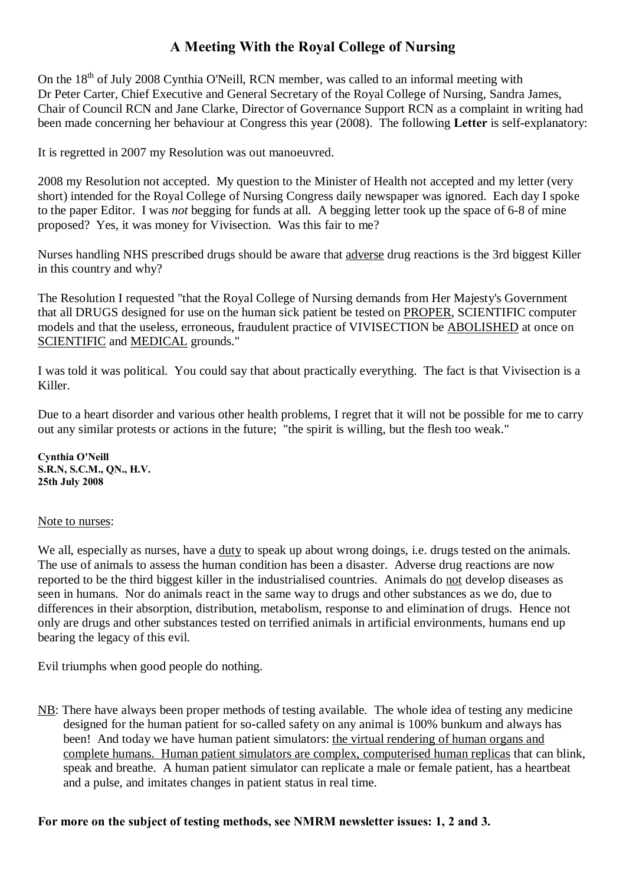# A Meeting With the Royal College of Nursing

On the 18th of July 2008 Cynthia O'Neill, RCN member, was called to an informal meeting with Dr Peter Carter, Chief Executive and General Secretary of the Royal College of Nursing, Sandra James, Chair of Council RCN and Jane Clarke, Director of Governance Support RCN as a complaint in writing had been made concerning her behaviour at Congress this year (2008). The following **Letter** is self-explanatory:

It is regretted in 2007 my Resolution was out manoeuvred.

2008 my Resolution not accepted. My question to the Minister of Health not accepted and my letter (very short) intended for the Royal College of Nursing Congress daily newspaper was ignored. Each day I spoke to the paper Editor. I was *not* begging for funds at all. A begging letter took up the space of 6-8 of mine proposed? Yes, it was money for Vivisection. Was this fair to me?

Nurses handling NHS prescribed drugs should be aware that adverse drug reactions is the 3rd biggest Killer in this country and why?

The Resolution I requested "that the Royal College of Nursing demands from Her Majesty's Government that all DRUGS designed for use on the human sick patient be tested on PROPER, SCIENTIFIC computer models and that the useless, erroneous, fraudulent practice of VIVISECTION be ABOLISHED at once on SCIENTIFIC and MEDICAL grounds."

I was told it was political. You could say that about practically everything. The fact is that Vivisection is a Killer.

Due to a heart disorder and various other health problems, I regret that it will not be possible for me to carry out any similar protests or actions in the future; "the spirit is willing, but the flesh too weak."

**Cynthia O'Neill**
**S.R.N, S.C.M., QN., H.V.**
**25th July 2008**

Note to nurses:

We all, especially as nurses, have a duty to speak up about wrong doings, i.e. drugs tested on the animals. The use of animals to assess the human condition has been a disaster. Adverse drug reactions are now reported to be the third biggest killer in the industrialised countries. Animals do not develop diseases as seen in humans. Nor do animals react in the same way to drugs and other substances as we do, due to differences in their absorption, distribution, metabolism, response to and elimination of drugs. Hence not only are drugs and other substances tested on terrified animals in artificial environments, humans end up bearing the legacy of this evil.

Evil triumphs when good people do nothing.

NB: There have always been proper methods of testing available. The whole idea of testing any medicine designed for the human patient for so-called safety on any animal is 100% bunkum and always has been! And today we have human patient simulators: the virtual rendering of human organs and complete humans. Human patient simulators are complex, computerised human replicas that can blink, speak and breathe. A human patient simulator can replicate a male or female patient, has a heartbeat and a pulse, and imitates changes in patient status in real time.

**For more on the subject of testing methods, see NMRM newsletter issues: 1, 2 and 3.**